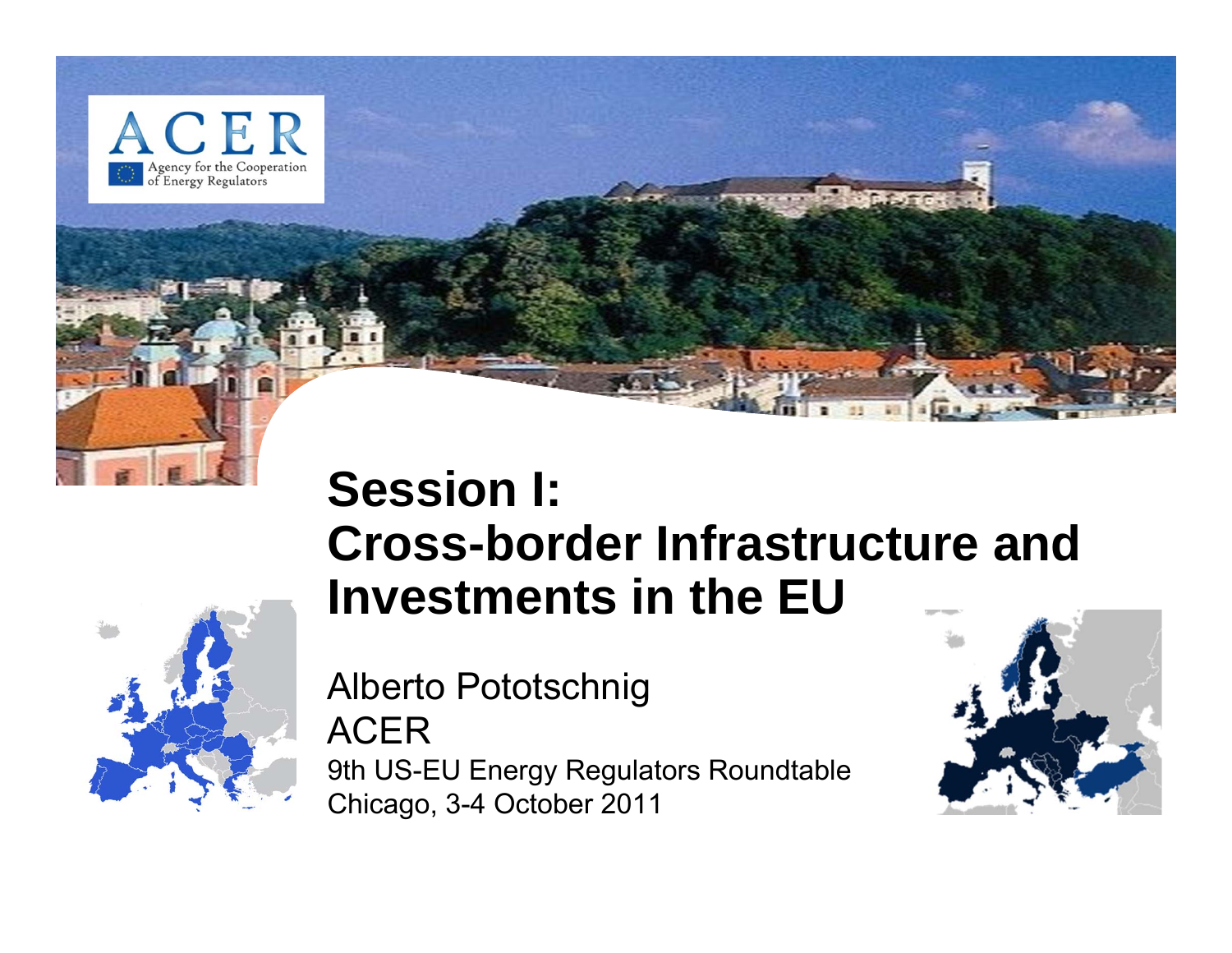ACER
Agency for the Cooperation of Energy Regulators

# Session I: Cross-border Infrastructure and Investments in the EU

Alberto Pototschnig

ACER

9th US-EU Energy Regulators Roundtable

Chicago, 3-4 October 2011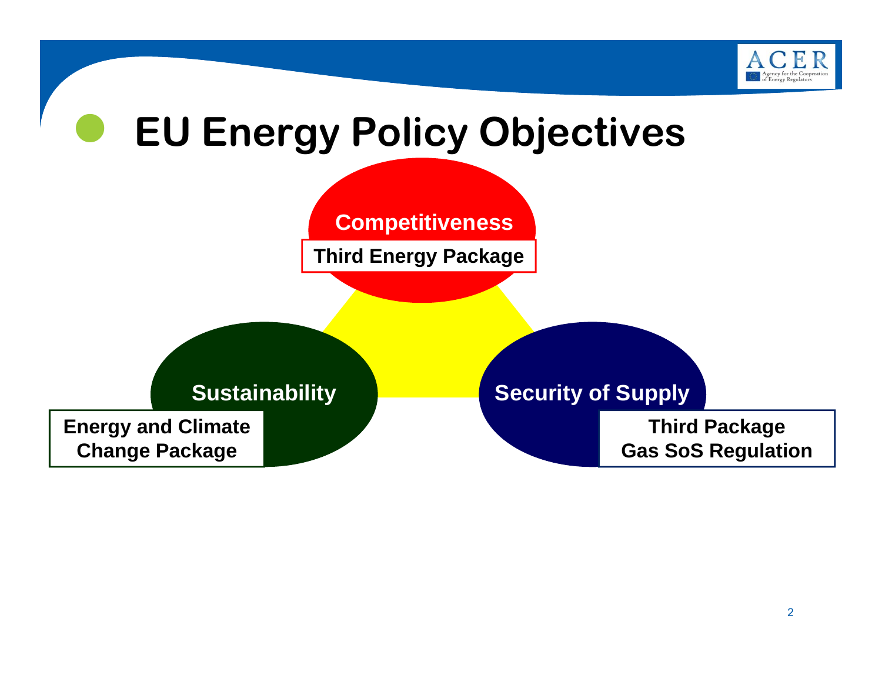# EU Energy Policy Objectives

**Competitiveness**

**Third Energy Package**

**Sustainability**

**Energy and Climate Change Package**

**Security of Supply**

**Third Package**
**Gas SoS Regulation**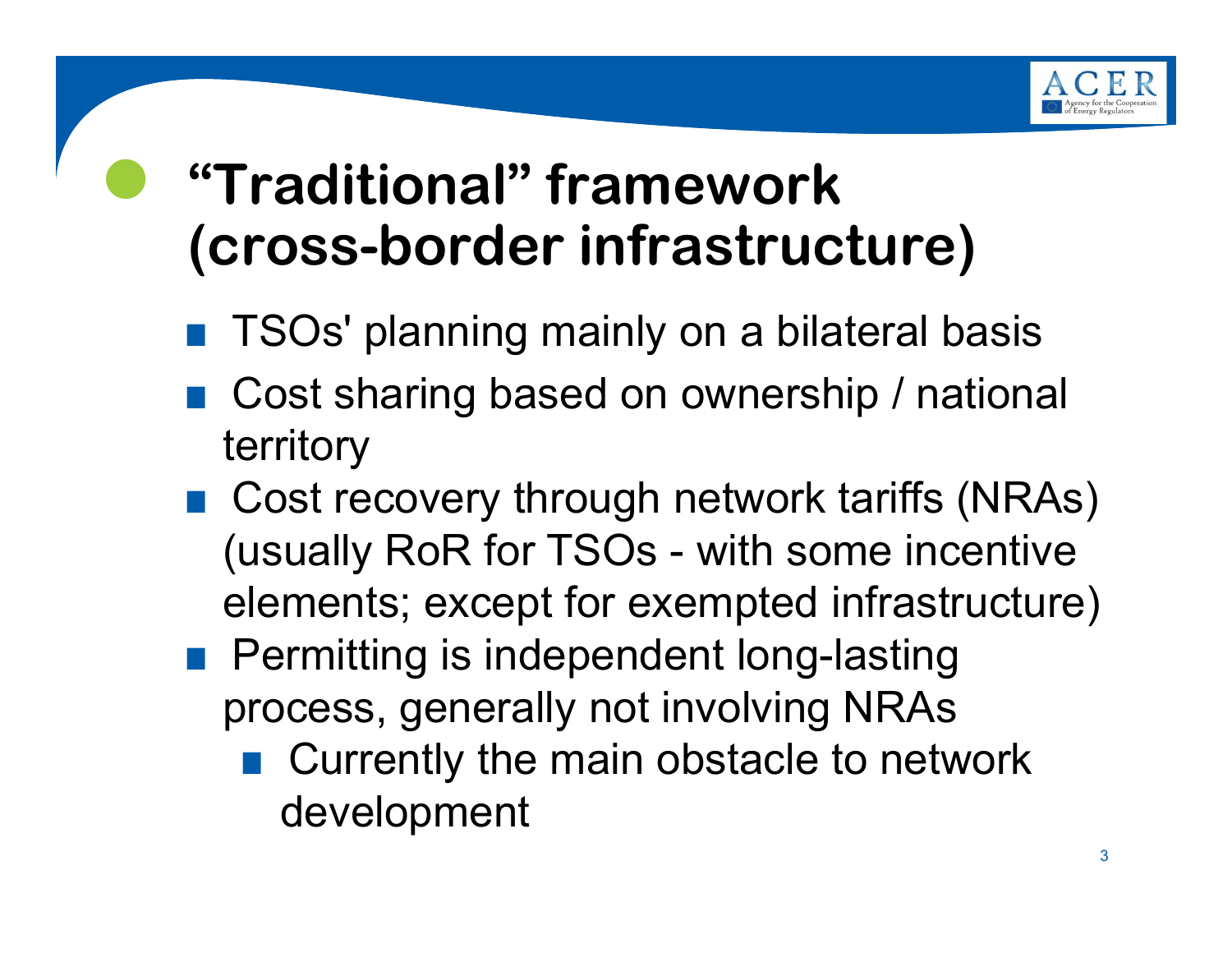# "Traditional" framework (cross-border infrastructure)

- TSOs' planning mainly on a bilateral basis
- Cost sharing based on ownership / national territory
- Cost recovery through network tariffs (NRAs) (usually RoR for TSOs - with some incentive elements; except for exempted infrastructure)
- Permitting is independent long-lasting process, generally not involving NRAs
  - Currently the main obstacle to network development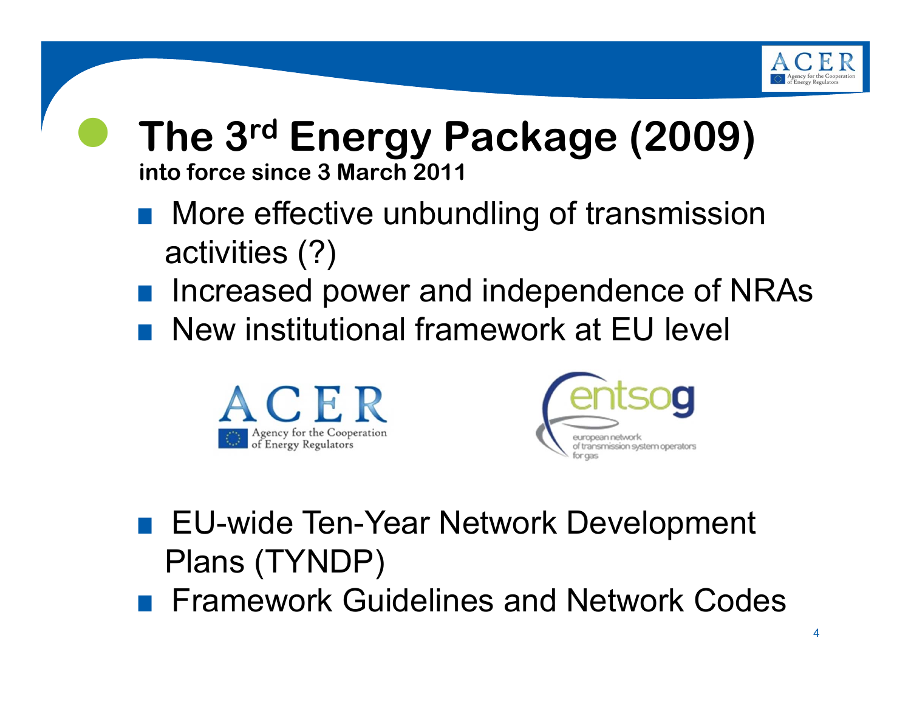# The 3rd Energy Package (2009)

**into force since 3 March 2011**

- More effective unbundling of transmission activities (?)
- Increased power and independence of NRAs
- New institutional framework at EU level

ACER — Agency for the Cooperation of Energy Regulators

entsog — european network of transmission system operators for gas

- EU-wide Ten-Year Network Development Plans (TYNDP)
- Framework Guidelines and Network Codes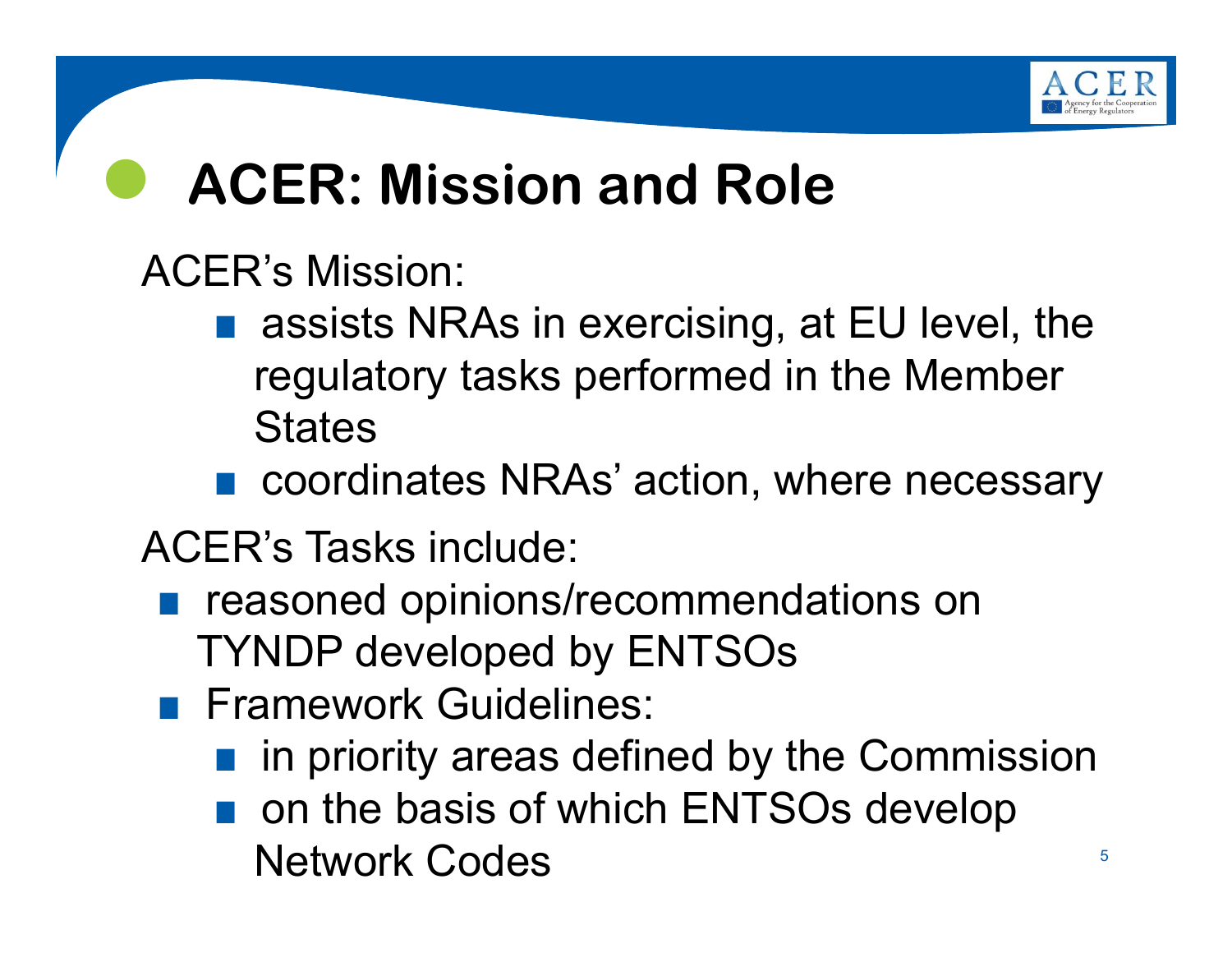# ACER: Mission and Role

ACER's Mission:

- assists NRAs in exercising, at EU level, the regulatory tasks performed in the Member States
- coordinates NRAs' action, where necessary

ACER's Tasks include:

- reasoned opinions/recommendations on TYNDP developed by ENTSOs
- Framework Guidelines:
  - in priority areas defined by the Commission
  - on the basis of which ENTSOs develop Network Codes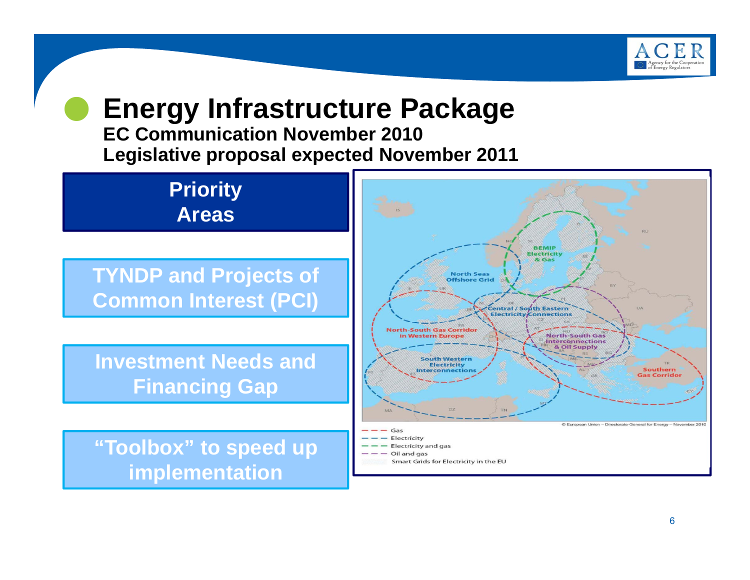# Energy Infrastructure Package

**EC Communication November 2010**
**Legislative proposal expected November 2011**

**Priority Areas**

- TYNDP and Projects of Common Interest (PCI)
- Investment Needs and Financing Gap
- "Toolbox" to speed up implementation

BEMIP Electricity & Gas

North Seas Offshore Grid

Central / South Eastern Electricity Connections

North-South Gas Corridor in Western Europe

North-South Gas Interconnections & Oil Supply

South Western Electricity Interconnections

Southern Gas Corridor

© European Union – Directorate-General for Energy – November 2010

- Gas
- Electricity
- Electricity and gas
- Oil and gas
- Smart Grids for Electricity in the EU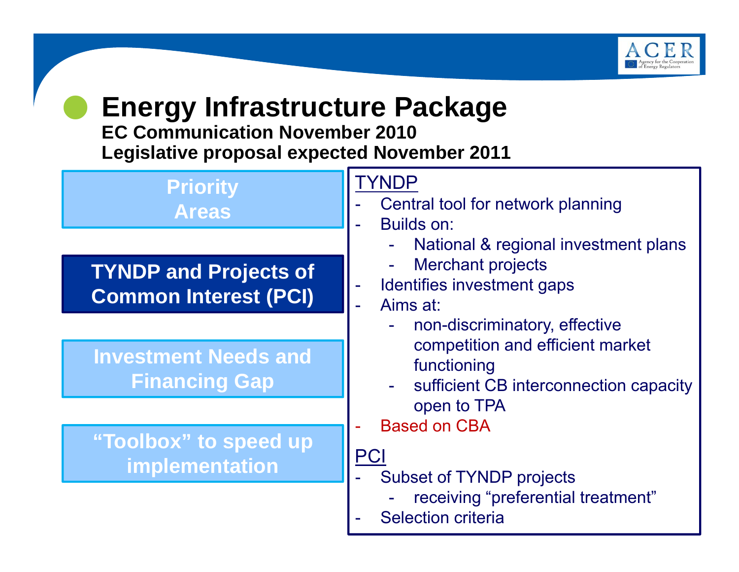# Energy Infrastructure Package

**EC Communication November 2010**
**Legislative proposal expected November 2011**

- **Priority Areas**
- **TYNDP and Projects of Common Interest (PCI)**
- **Investment Needs and Financing Gap**
- **“Toolbox” to speed up implementation**

<u>TYNDP</u>

- Central tool for network planning
- Builds on:
  - National & regional investment plans
  - Merchant projects
- Identifies investment gaps
- Aims at:
  - non-discriminatory, effective competition and efficient market functioning
  - sufficient CB interconnection capacity open to TPA
- Based on CBA

<u>PCI</u>

- Subset of TYNDP projects
  - receiving “preferential treatment”
- Selection criteria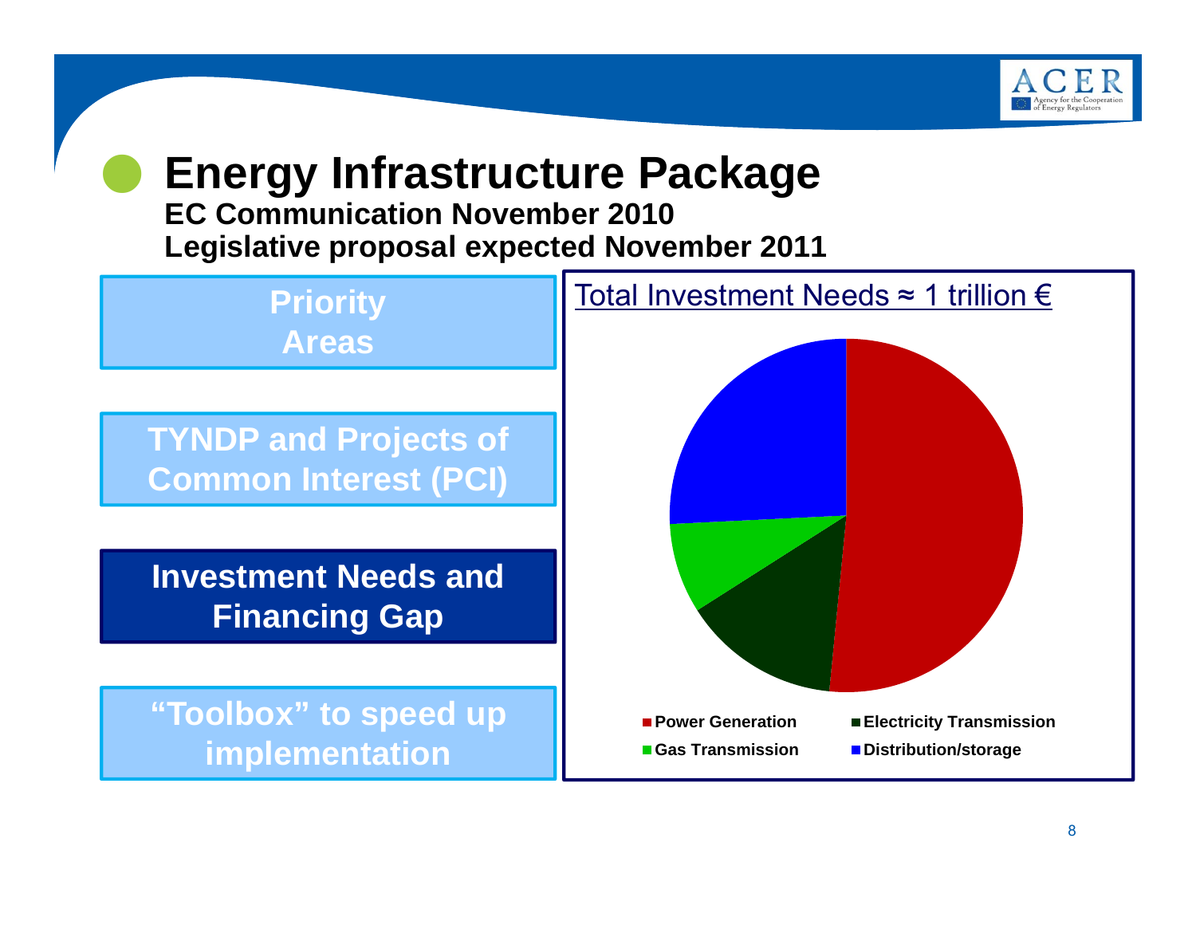# Energy Infrastructure Package

**EC Communication November 2010**

**Legislative proposal expected November 2011**

- **Priority Areas**
- **TYNDP and Projects of Common Interest (PCI)**
- **Investment Needs and Financing Gap**
- **"Toolbox" to speed up implementation**

Total Investment Needs ≈ 1 trillion €

- Power Generation
- Electricity Transmission
- Gas Transmission
- Distribution/storage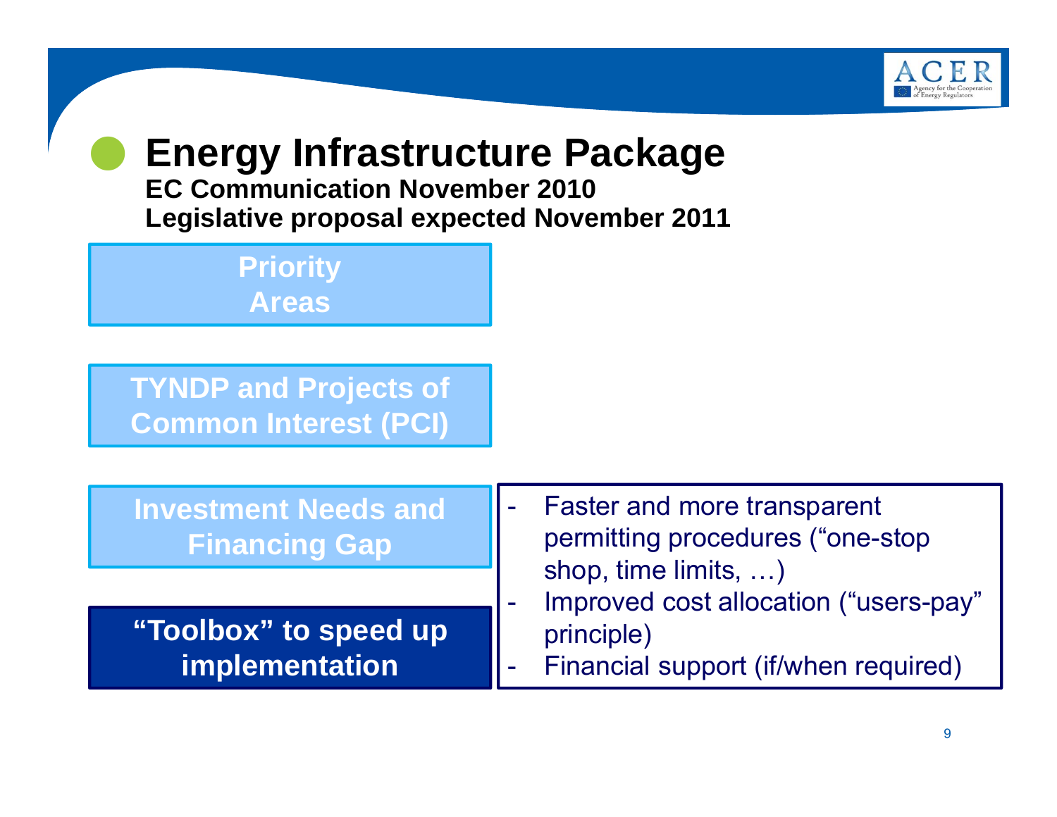# Energy Infrastructure Package

**EC Communication November 2010**
**Legislative proposal expected November 2011**

**Priority Areas**

**TYNDP and Projects of Common Interest (PCI)**

**Investment Needs and Financing Gap**

**"Toolbox" to speed up implementation**

- Faster and more transparent permitting procedures ("one-stop shop, time limits, …)
- Improved cost allocation ("users-pay" principle)
- Financial support (if/when required)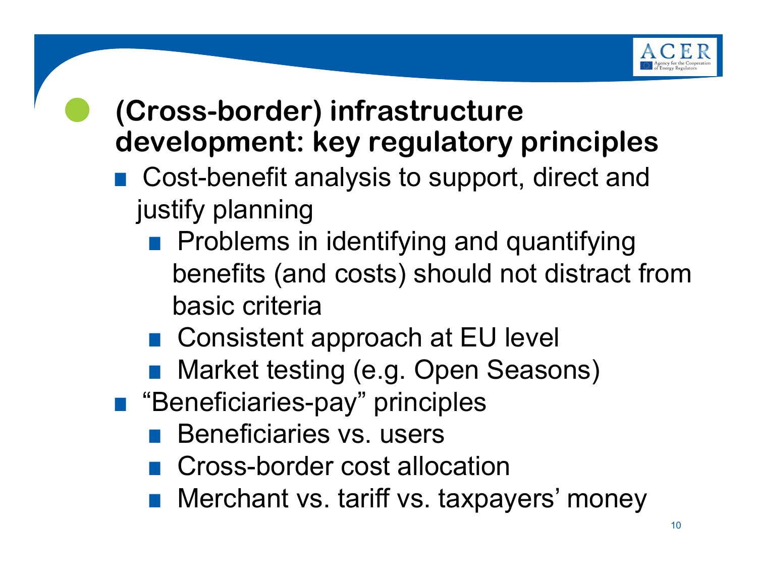## (Cross-border) infrastructure development: key regulatory principles

- Cost-benefit analysis to support, direct and justify planning
  - Problems in identifying and quantifying benefits (and costs) should not distract from basic criteria
  - Consistent approach at EU level
  - Market testing (e.g. Open Seasons)
- "Beneficiaries-pay" principles
  - Beneficiaries vs. users
  - Cross-border cost allocation
  - Merchant vs. tariff vs. taxpayers' money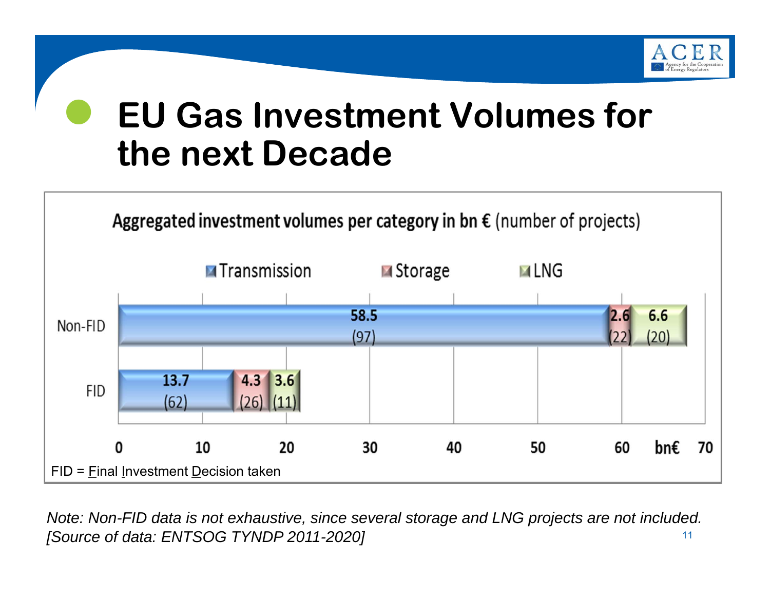# EU Gas Investment Volumes for the next Decade

**Aggregated investment volumes per category in bn € (number of projects)**

| | Transmission | Storage | LNG |
|---|---|---|---|
| Non-FID | 58.5 (97) | 2.6 (22) | 6.6 (20) |
| FID | 13.7 (62) | 4.3 (26) | 3.6 (11) |

FID = Final Investment Decision taken

*Note: Non-FID data is not exhaustive, since several storage and LNG projects are not included. [Source of data: ENTSOG TYNDP 2011-2020]*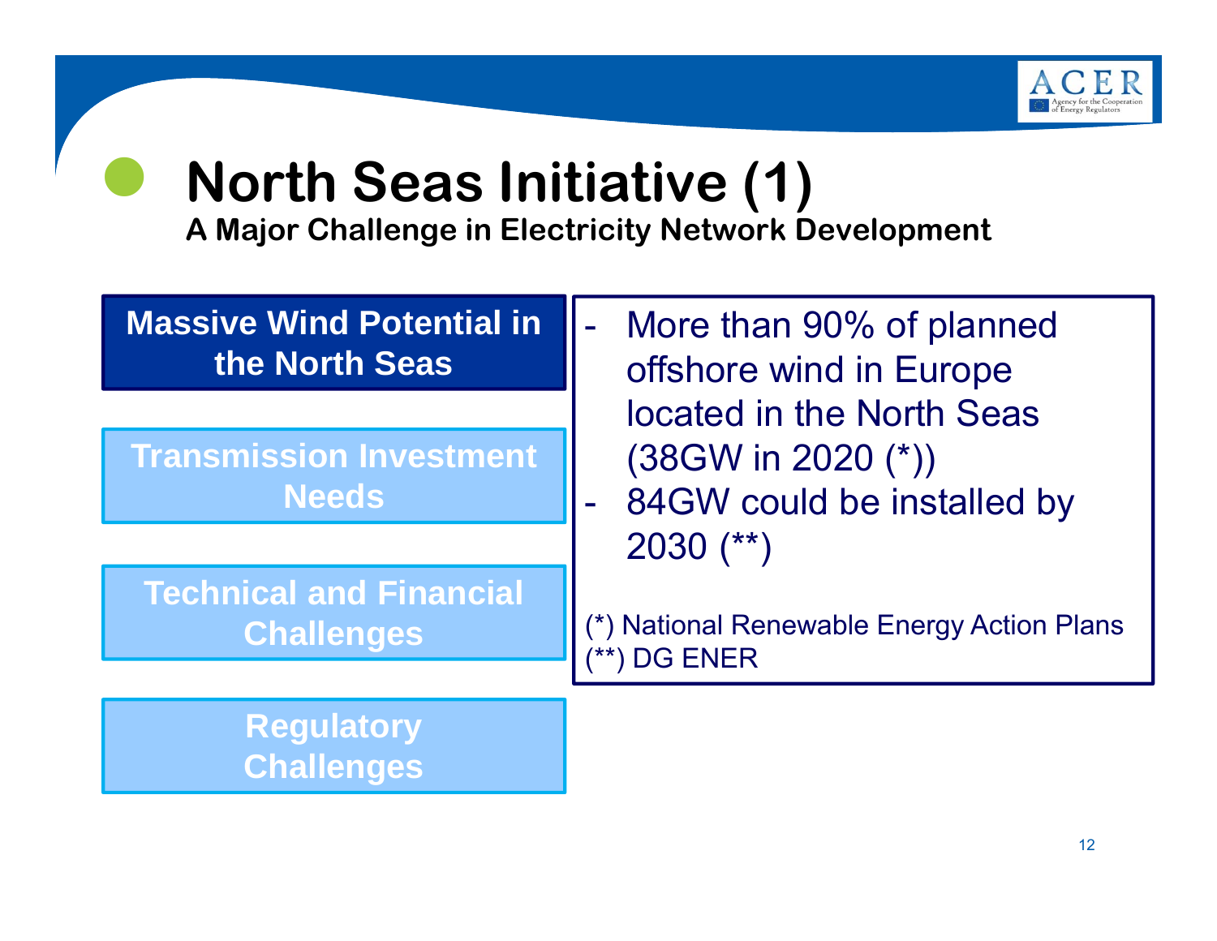# North Seas Initiative (1)

**A Major Challenge in Electricity Network Development**

**Massive Wind Potential in the North Seas**

**Transmission Investment Needs**

**Technical and Financial Challenges**

**Regulatory Challenges**

- More than 90% of planned offshore wind in Europe located in the North Seas (38GW in 2020 (*))
- 84GW could be installed by 2030 (**)

(*) National Renewable Energy Action Plans
(**) DG ENER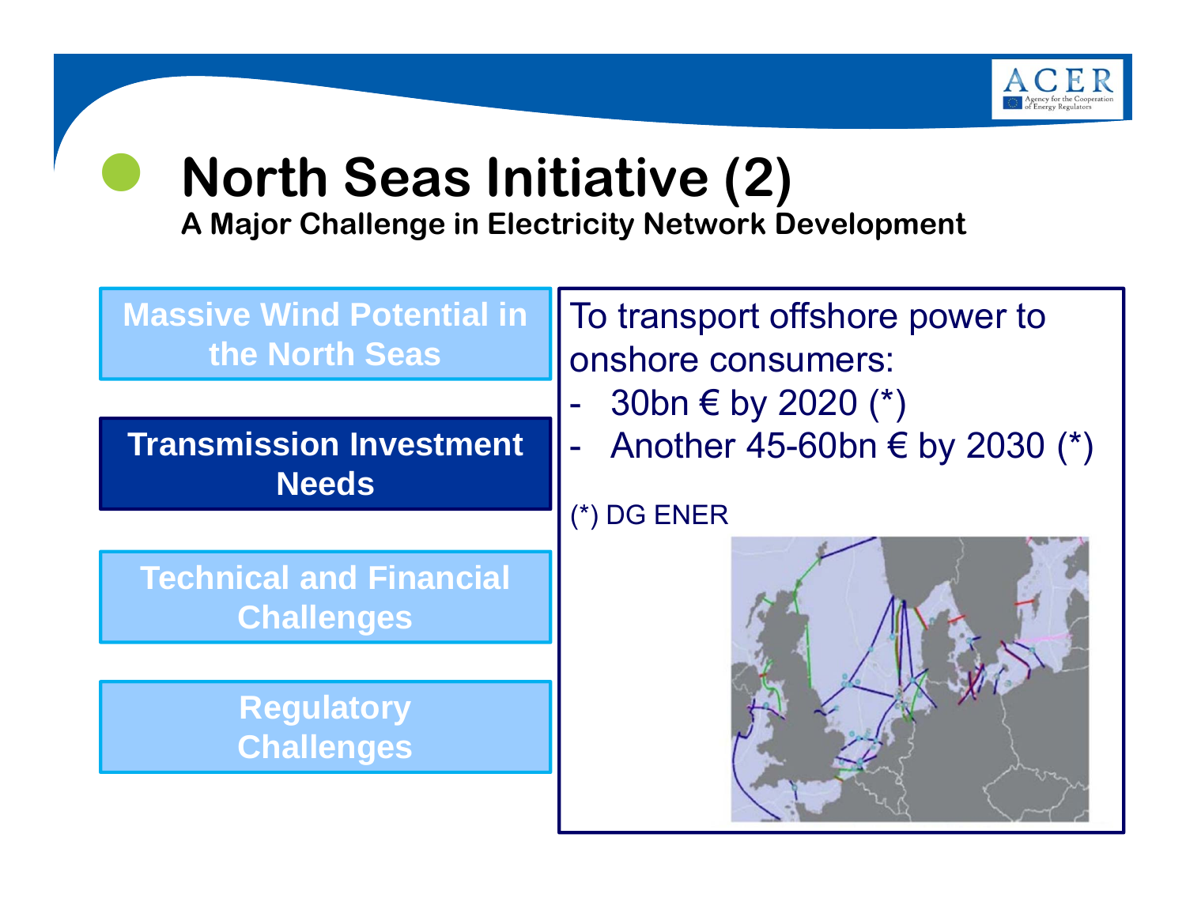# North Seas Initiative (2)

**A Major Challenge in Electricity Network Development**

**Massive Wind Potential in the North Seas**

**Transmission Investment Needs**

**Technical and Financial Challenges**

**Regulatory Challenges**

To transport offshore power to onshore consumers:

- 30bn € by 2020 (*)
- Another 45-60bn € by 2030 (*)

(*) DG ENER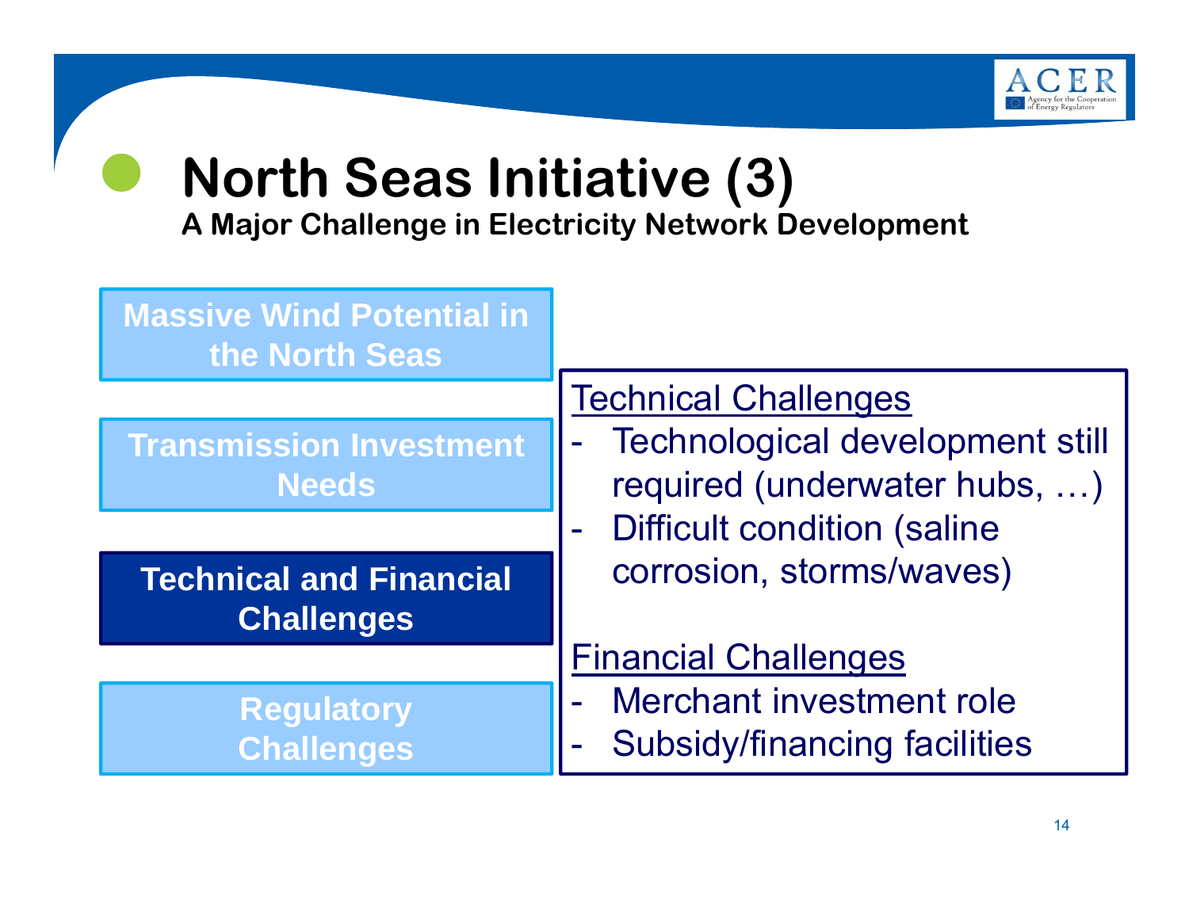# North Seas Initiative (3)

**A Major Challenge in Electricity Network Development**

- Massive Wind Potential in the North Seas
- Transmission Investment Needs
- **Technical and Financial Challenges**
- Regulatory Challenges

Technical Challenges

- Technological development still required (underwater hubs, …)
- Difficult condition (saline corrosion, storms/waves)

Financial Challenges

- Merchant investment role
- Subsidy/financing facilities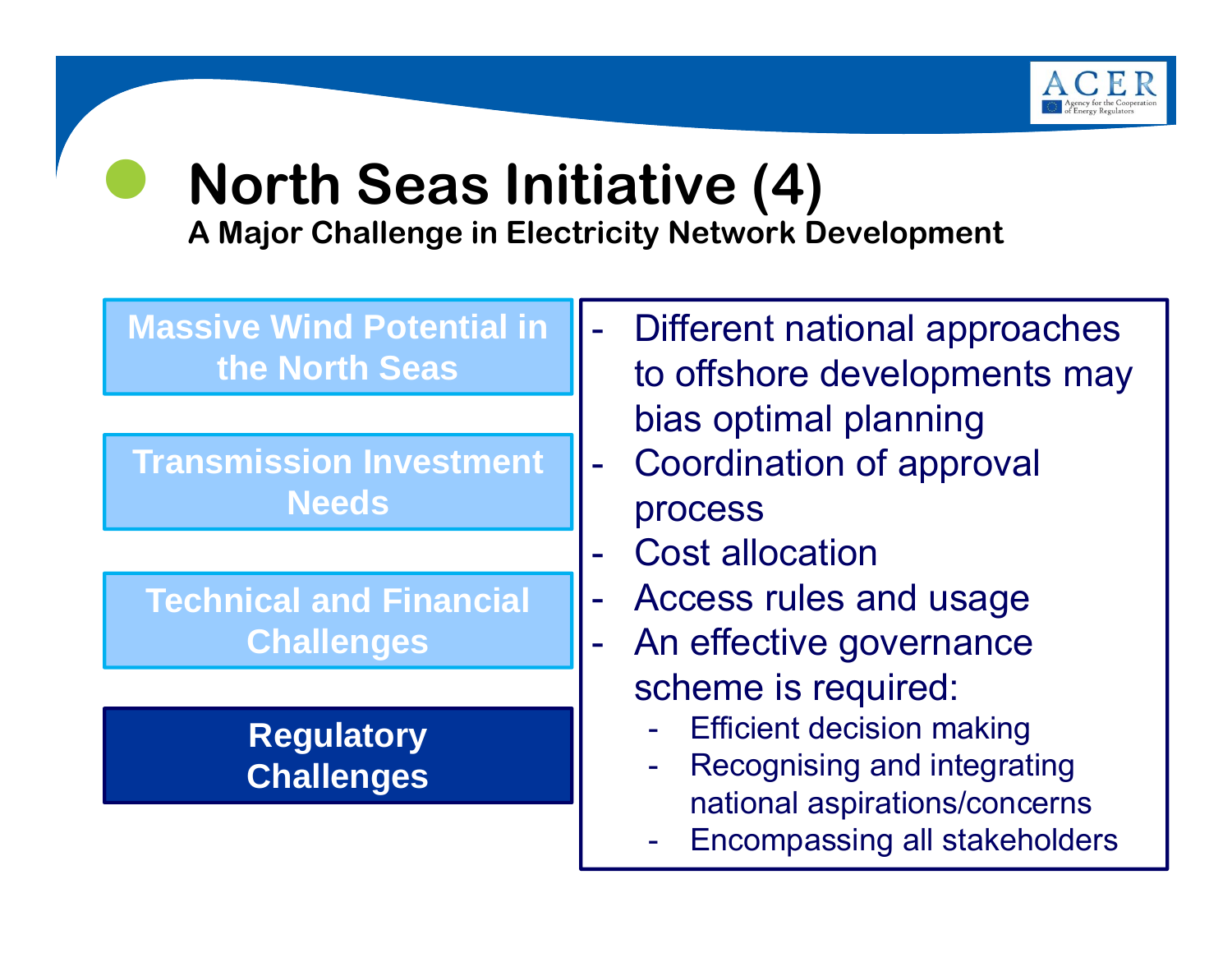# North Seas Initiative (4)

**A Major Challenge in Electricity Network Development**

- Massive Wind Potential in the North Seas
- Transmission Investment Needs
- Technical and Financial Challenges
- **Regulatory Challenges**

- Different national approaches to offshore developments may bias optimal planning
- Coordination of approval process
- Cost allocation
- Access rules and usage
- An effective governance scheme is required:
  - Efficient decision making
  - Recognising and integrating national aspirations/concerns
  - Encompassing all stakeholders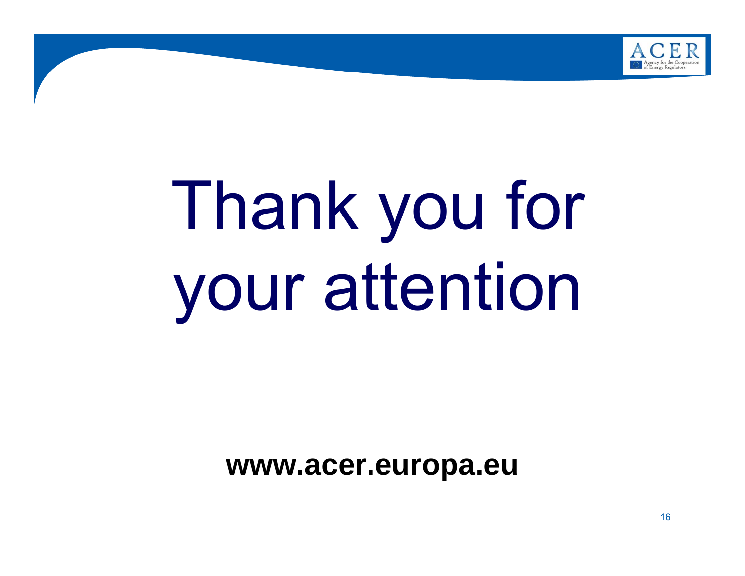# Thank you for your attention

**www.acer.europa.eu**